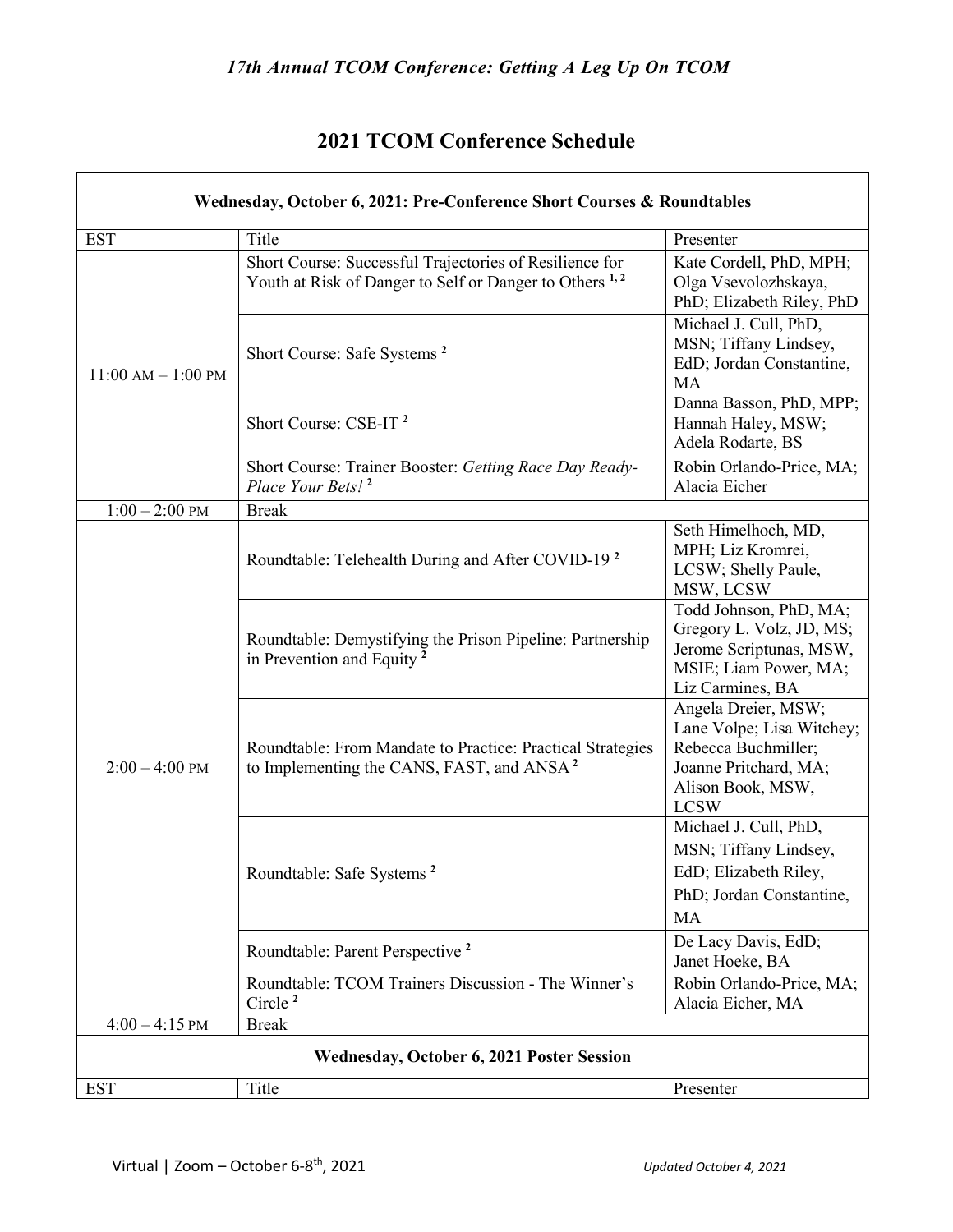## *17th Annual TCOM Conference: Getting A Leg Up On TCOM*

# 2021 TCOM Conference Schedule

| Wednesday, October 6, 2021: Pre-Conference Short Courses & Roundtables | | |
|---|---|---|
| EST | Title | Presenter |
| 11:00 AM – 1:00 PM | Short Course: Successful Trajectories of Resilience for Youth at Risk of Danger to Self or Danger to Others [1, 2] | Kate Cordell, PhD, MPH; Olga Vsevolozhskaya, PhD; Elizabeth Riley, PhD |
| | Short Course: Safe Systems [2] | Michael J. Cull, PhD, MSN; Tiffany Lindsey, EdD; Jordan Constantine, MA |
| | Short Course: CSE-IT [2] | Danna Basson, PhD, MPP; Hannah Haley, MSW; Adela Rodarte, BS |
| | Short Course: Trainer Booster: *Getting Race Day Ready-Place Your Bets!* [2] | Robin Orlando-Price, MA; Alacia Eicher |
| 1:00 – 2:00 PM | Break | |
| 2:00 – 4:00 PM | Roundtable: Telehealth During and After COVID-19 [2] | Seth Himelhoch, MD, MPH; Liz Kromrei, LCSW; Shelly Paule, MSW, LCSW |
| | Roundtable: Demystifying the Prison Pipeline: Partnership in Prevention and Equity [2] | Todd Johnson, PhD, MA; Gregory L. Volz, JD, MS; Jerome Scriptunas, MSW, MSIE; Liam Power, MA; Liz Carmines, BA |
| | Roundtable: From Mandate to Practice: Practical Strategies to Implementing the CANS, FAST, and ANSA [2] | Angela Dreier, MSW; Lane Volpe; Lisa Witchey; Rebecca Buchmiller; Joanne Pritchard, MA; Alison Book, MSW, LCSW |
| | Roundtable: Safe Systems [2] | Michael J. Cull, PhD, MSN; Tiffany Lindsey, EdD; Elizabeth Riley, PhD; Jordan Constantine, MA |
| | Roundtable: Parent Perspective [2] | De Lacy Davis, EdD; Janet Hoeke, BA |
| | Roundtable: TCOM Trainers Discussion - The Winner's Circle [2] | Robin Orlando-Price, MA; Alacia Eicher, MA |
| 4:00 – 4:15 PM | Break | |

| Wednesday, October 6, 2021 Poster Session | | |
|---|---|---|
| EST | Title | Presenter |

Virtual | Zoom – October 6-8th, 2021

*Updated October 4, 2021*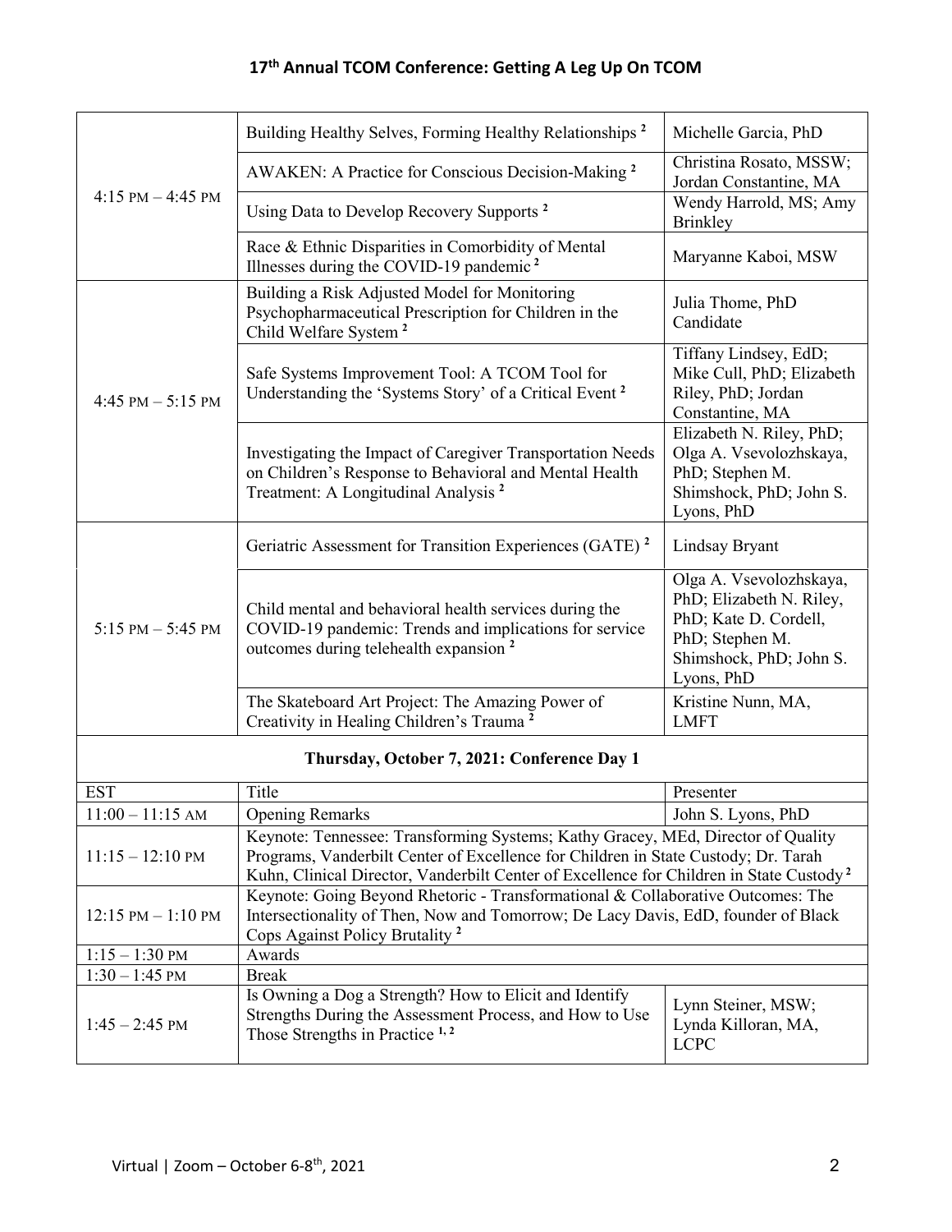| | | |
|---|---|---|
| 4:15 PM – 4:45 PM | Building Healthy Selves, Forming Healthy Relationships [2] | Michelle Garcia, PhD |
| | AWAKEN: A Practice for Conscious Decision-Making [2] | Christina Rosato, MSSW; Jordan Constantine, MA |
| | Using Data to Develop Recovery Supports [2] | Wendy Harrold, MS; Amy Brinkley |
| | Race & Ethnic Disparities in Comorbidity of Mental Illnesses during the COVID-19 pandemic [2] | Maryanne Kaboi, MSW |
| 4:45 PM – 5:15 PM | Building a Risk Adjusted Model for Monitoring Psychopharmaceutical Prescription for Children in the Child Welfare System [2] | Julia Thome, PhD Candidate |
| | Safe Systems Improvement Tool: A TCOM Tool for Understanding the 'Systems Story' of a Critical Event [2] | Tiffany Lindsey, EdD; Mike Cull, PhD; Elizabeth Riley, PhD; Jordan Constantine, MA |
| | Investigating the Impact of Caregiver Transportation Needs on Children's Response to Behavioral and Mental Health Treatment: A Longitudinal Analysis [2] | Elizabeth N. Riley, PhD; Olga A. Vsevolozhskaya, PhD; Stephen M. Shimshock, PhD; John S. Lyons, PhD |
| 5:15 PM – 5:45 PM | Geriatric Assessment for Transition Experiences (GATE) [2] | Lindsay Bryant |
| | Child mental and behavioral health services during the COVID-19 pandemic: Trends and implications for service outcomes during telehealth expansion [2] | Olga A. Vsevolozhskaya, PhD; Elizabeth N. Riley, PhD; Kate D. Cordell, PhD; Stephen M. Shimshock, PhD; John S. Lyons, PhD |
| | The Skateboard Art Project: The Amazing Power of Creativity in Healing Children's Trauma [2] | Kristine Nunn, MA, LMFT |

**Thursday, October 7, 2021: Conference Day 1**

| EST | Title | Presenter |
|---|---|---|
| 11:00 – 11:15 AM | Opening Remarks | John S. Lyons, PhD |
| 11:15 – 12:10 PM | Keynote: Tennessee: Transforming Systems; Kathy Gracey, MEd, Director of Quality Programs, Vanderbilt Center of Excellence for Children in State Custody; Dr. Tarah Kuhn, Clinical Director, Vanderbilt Center of Excellence for Children in State Custody [2] | |
| 12:15 PM – 1:10 PM | Keynote: Going Beyond Rhetoric - Transformational & Collaborative Outcomes: The Intersectionality of Then, Now and Tomorrow; De Lacy Davis, EdD, founder of Black Cops Against Policy Brutality [2] | |
| 1:15 – 1:30 PM | Awards | |
| 1:30 – 1:45 PM | Break | |
| 1:45 – 2:45 PM | Is Owning a Dog a Strength? How to Elicit and Identify Strengths During the Assessment Process, and How to Use Those Strengths in Practice [1, 2] | Lynn Steiner, MSW; Lynda Killoran, MA, LCPC |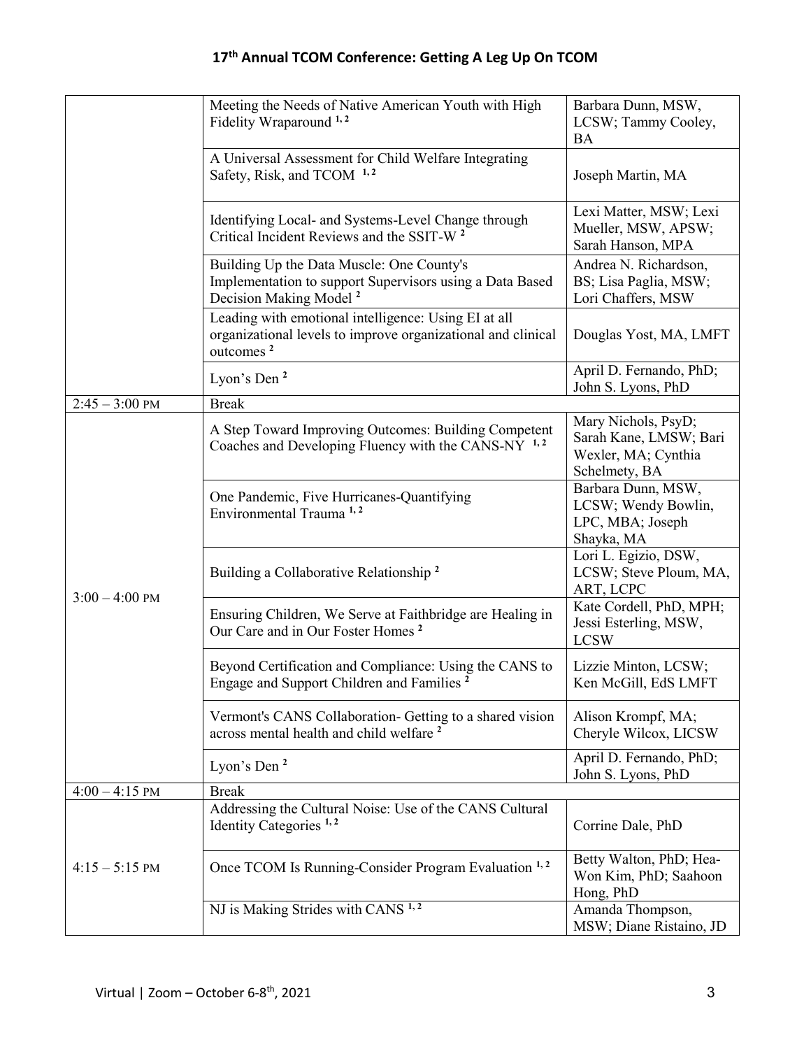| | | |
|---|---|---|
| | Meeting the Needs of Native American Youth with High Fidelity Wraparound [1, 2] | Barbara Dunn, MSW, LCSW; Tammy Cooley, BA |
| | A Universal Assessment for Child Welfare Integrating Safety, Risk, and TCOM [1, 2] | Joseph Martin, MA |
| | Identifying Local- and Systems-Level Change through Critical Incident Reviews and the SSIT-W [2] | Lexi Matter, MSW; Lexi Mueller, MSW, APSW; Sarah Hanson, MPA |
| | Building Up the Data Muscle: One County's Implementation to support Supervisors using a Data Based Decision Making Model [2] | Andrea N. Richardson, BS; Lisa Paglia, MSW; Lori Chaffers, MSW |
| | Leading with emotional intelligence: Using EI at all organizational levels to improve organizational and clinical outcomes [2] | Douglas Yost, MA, LMFT |
| | Lyon's Den [2] | April D. Fernando, PhD; John S. Lyons, PhD |
| 2:45 – 3:00 PM | Break | |
| 3:00 – 4:00 PM | A Step Toward Improving Outcomes: Building Competent Coaches and Developing Fluency with the CANS-NY [1, 2] | Mary Nichols, PsyD; Sarah Kane, LMSW; Bari Wexler, MA; Cynthia Schelmety, BA |
| | One Pandemic, Five Hurricanes-Quantifying Environmental Trauma [1, 2] | Barbara Dunn, MSW, LCSW; Wendy Bowlin, LPC, MBA; Joseph Shayka, MA |
| | Building a Collaborative Relationship [2] | Lori L. Egizio, DSW, LCSW; Steve Ploum, MA, ART, LCPC |
| | Ensuring Children, We Serve at Faithbridge are Healing in Our Care and in Our Foster Homes [2] | Kate Cordell, PhD, MPH; Jessi Esterling, MSW, LCSW |
| | Beyond Certification and Compliance: Using the CANS to Engage and Support Children and Families [2] | Lizzie Minton, LCSW; Ken McGill, EdS LMFT |
| | Vermont's CANS Collaboration- Getting to a shared vision across mental health and child welfare [2] | Alison Krompf, MA; Cheryle Wilcox, LICSW |
| | Lyon's Den [2] | April D. Fernando, PhD; John S. Lyons, PhD |
| 4:00 – 4:15 PM | Break | |
| 4:15 – 5:15 PM | Addressing the Cultural Noise: Use of the CANS Cultural Identity Categories [1, 2] | Corrine Dale, PhD |
| | Once TCOM Is Running-Consider Program Evaluation [1, 2] | Betty Walton, PhD; Hea-Won Kim, PhD; Saahoon Hong, PhD |
| | NJ is Making Strides with CANS [1, 2] | Amanda Thompson, MSW; Diane Ristaino, JD |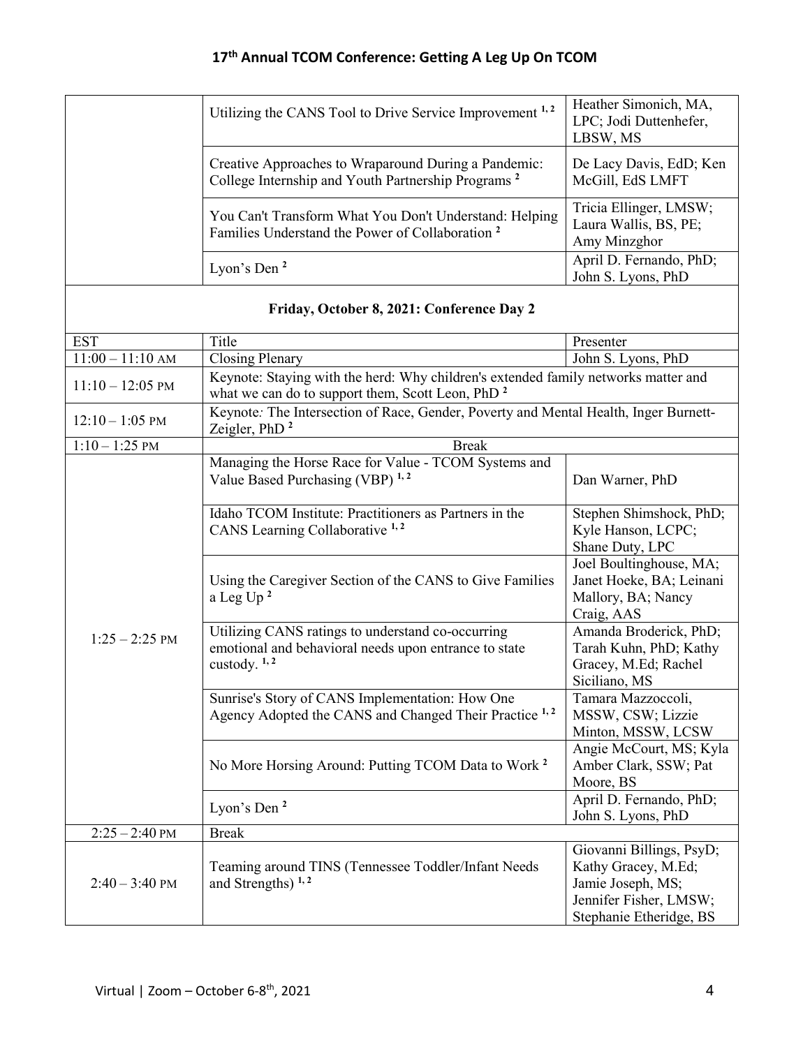| | | |
|---|---|---|
| | Utilizing the CANS Tool to Drive Service Improvement [1, 2] | Heather Simonich, MA, LPC; Jodi Duttenhefer, LBSW, MS |
| | Creative Approaches to Wraparound During a Pandemic: College Internship and Youth Partnership Programs [2] | De Lacy Davis, EdD; Ken McGill, EdS LMFT |
| | You Can't Transform What You Don't Understand: Helping Families Understand the Power of Collaboration [2] | Tricia Ellinger, LMSW; Laura Wallis, BS, PE; Amy Minzghor |
| | Lyon's Den [2] | April D. Fernando, PhD; John S. Lyons, PhD |

## Friday, October 8, 2021: Conference Day 2

| EST | Title | Presenter |
|---|---|---|
| 11:00 – 11:10 AM | Closing Plenary | John S. Lyons, PhD |
| 11:10 – 12:05 PM | Keynote: Staying with the herd: Why children's extended family networks matter and what we can do to support them, Scott Leon, PhD [2] | |
| 12:10 – 1:05 PM | Keynote: The Intersection of Race, Gender, Poverty and Mental Health, Inger Burnett-Zeigler, PhD [2] | |
| 1:10 – 1:25 PM | Break | |
| 1:25 – 2:25 PM | Managing the Horse Race for Value - TCOM Systems and Value Based Purchasing (VBP) [1, 2] | Dan Warner, PhD |
| | Idaho TCOM Institute: Practitioners as Partners in the CANS Learning Collaborative [1, 2] | Stephen Shimshock, PhD; Kyle Hanson, LCPC; Shane Duty, LPC |
| | Using the Caregiver Section of the CANS to Give Families a Leg Up [2] | Joel Boultinghouse, MA; Janet Hoeke, BA; Leinani Mallory, BA; Nancy Craig, AAS |
| | Utilizing CANS ratings to understand co-occurring emotional and behavioral needs upon entrance to state custody. [1, 2] | Amanda Broderick, PhD; Tarah Kuhn, PhD; Kathy Gracey, M.Ed; Rachel Siciliano, MS |
| | Sunrise's Story of CANS Implementation: How One Agency Adopted the CANS and Changed Their Practice [1, 2] | Tamara Mazzoccoli, MSSW, CSW; Lizzie Minton, MSSW, LCSW |
| | No More Horsing Around: Putting TCOM Data to Work [2] | Angie McCourt, MS; Kyla Amber Clark, SSW; Pat Moore, BS |
| | Lyon's Den [2] | April D. Fernando, PhD; John S. Lyons, PhD |
| 2:25 – 2:40 PM | Break | |
| 2:40 – 3:40 PM | Teaming around TINS (Tennessee Toddler/Infant Needs and Strengths) [1, 2] | Giovanni Billings, PsyD; Kathy Gracey, M.Ed; Jamie Joseph, MS; Jennifer Fisher, LMSW; Stephanie Etheridge, BS |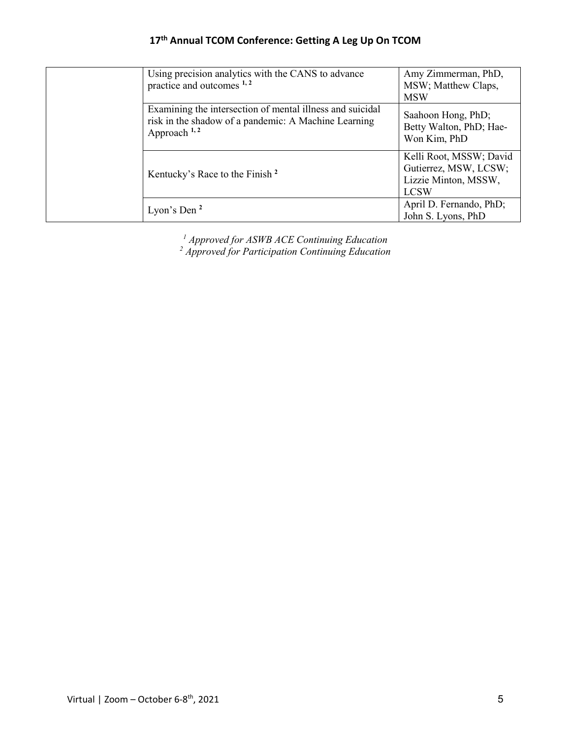| | | |
|---|---|---|
| | Using precision analytics with the CANS to advance practice and outcomes [1, 2] | Amy Zimmerman, PhD, MSW; Matthew Claps, MSW |
| | Examining the intersection of mental illness and suicidal risk in the shadow of a pandemic: A Machine Learning Approach [1, 2] | Saahoon Hong, PhD; Betty Walton, PhD; Hae-Won Kim, PhD |
| | Kentucky's Race to the Finish [2] | Kelli Root, MSSW; David Gutierrez, MSW, LCSW; Lizzie Minton, MSSW, LCSW |
| | Lyon's Den [2] | April D. Fernando, PhD; John S. Lyons, PhD |

*[1] Approved for ASWB ACE Continuing Education*
*[2] Approved for Participation Continuing Education*